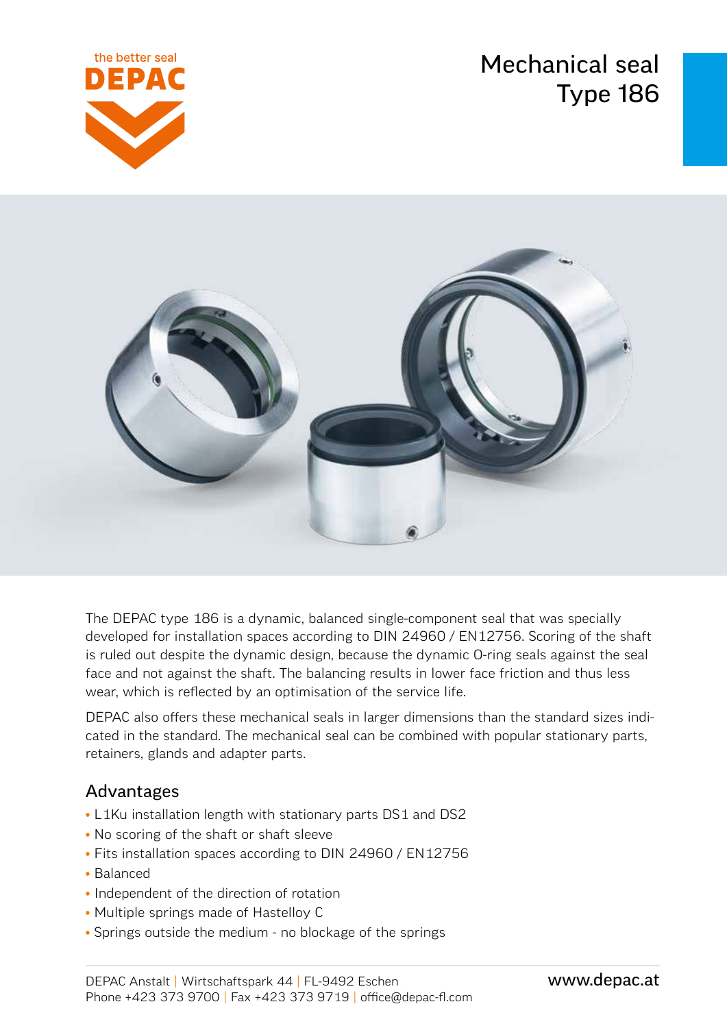the better seal
DEPAC

# Mechanical seal Type 186

The DEPAC type 186 is a dynamic, balanced single-component seal that was specially developed for installation spaces according to DIN 24960 / EN12756. Scoring of the shaft is ruled out despite the dynamic design, because the dynamic O-ring seals against the seal face and not against the shaft. The balancing results in lower face friction and thus less wear, which is reflected by an optimisation of the service life.

DEPAC also offers these mechanical seals in larger dimensions than the standard sizes indicated in the standard. The mechanical seal can be combined with popular stationary parts, retainers, glands and adapter parts.

## Advantages

- L1Ku installation length with stationary parts DS1 and DS2
- No scoring of the shaft or shaft sleeve
- Fits installation spaces according to DIN 24960 / EN12756
- Balanced
- Independent of the direction of rotation
- Multiple springs made of Hastelloy C
- Springs outside the medium - no blockage of the springs

DEPAC Anstalt | Wirtschaftspark 44 | FL-9492 Eschen
Phone +423 373 9700 | Fax +423 373 9719 | office@depac-fl.com
www.depac.at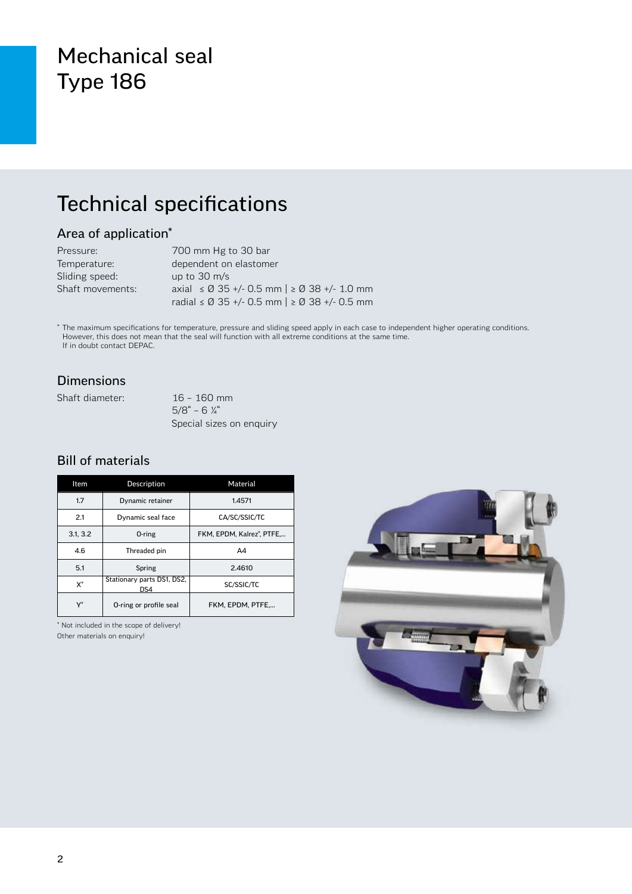# Mechanical seal Type 186

## Technical specifications

### Area of application*

| | |
|---|---|
| Pressure: | 700 mm Hg to 30 bar |
| Temperature: | dependent on elastomer |
| Sliding speed: | up to 30 m/s |
| Shaft movements: | axial ≤ Ø 35 +/- 0.5 mm \| ≥ Ø 38 +/- 1.0 mm<br>radial ≤ Ø 35 +/- 0.5 mm \| ≥ Ø 38 +/- 0.5 mm |

* The maximum specifications for temperature, pressure and sliding speed apply in each case to independent higher operating conditions. However, this does not mean that the seal will function with all extreme conditions at the same time. If in doubt contact DEPAC.

### Dimensions

Shaft diameter: 16 – 160 mm
5/8" – 6 ¼"
Special sizes on enquiry

### Bill of materials

| Item | Description | Material |
|---|---|---|
| 1.7 | Dynamic retainer | 1.4571 |
| 2.1 | Dynamic seal face | CA/SC/SSIC/TC |
| 3.1, 3.2 | O-ring | FKM, EPDM, Kalrez®, PTFE,... |
| 4.6 | Threaded pin | A4 |
| 5.1 | Spring | 2.4610 |
| X* | Stationary parts DS1, DS2, DS4 | SC/SSIC/TC |
| Y* | O-ring or profile seal | FKM, EPDM, PTFE,... |

* Not included in the scope of delivery!
Other materials on enquiry!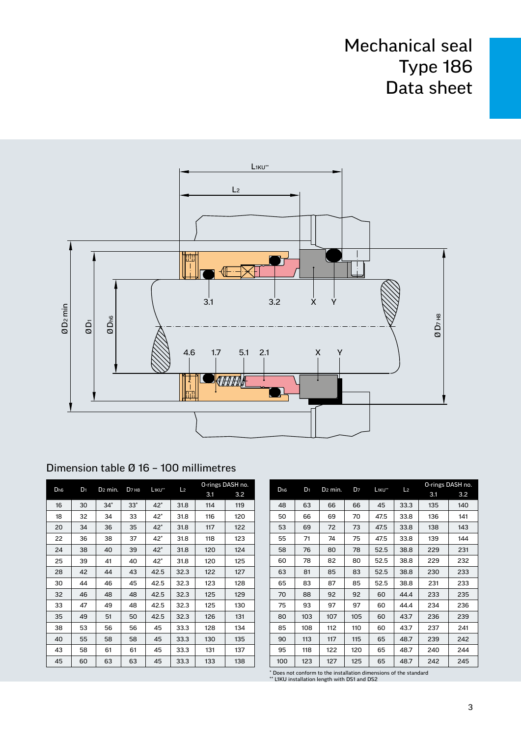# Mechanical seal
# Type 186
# Data sheet

## Dimension table Ø 16 – 100 millimetres

| $D_{h6}$ | $D_1$ | $D_2$ min. | $D_{7\ H8}$ | $L_{1KU}$** | $L_2$ | O-rings DASH no. 3.1 | O-rings DASH no. 3.2 |
|---|---|---|---|---|---|---|---|
| 16 | 30 | 34* | 33* | 42* | 31.8 | 114 | 119 |
| 18 | 32 | 34 | 33 | 42* | 31.8 | 116 | 120 |
| 20 | 34 | 36 | 35 | 42* | 31.8 | 117 | 122 |
| 22 | 36 | 38 | 37 | 42* | 31.8 | 118 | 123 |
| 24 | 38 | 40 | 39 | 42* | 31.8 | 120 | 124 |
| 25 | 39 | 41 | 40 | 42* | 31.8 | 120 | 125 |
| 28 | 42 | 44 | 43 | 42.5 | 32.3 | 122 | 127 |
| 30 | 44 | 46 | 45 | 42.5 | 32.3 | 123 | 128 |
| 32 | 46 | 48 | 48 | 42.5 | 32.3 | 125 | 129 |
| 33 | 47 | 49 | 48 | 42.5 | 32.3 | 125 | 130 |
| 35 | 49 | 51 | 50 | 42.5 | 32.3 | 126 | 131 |
| 38 | 53 | 56 | 56 | 45 | 33.3 | 128 | 134 |
| 40 | 55 | 58 | 58 | 45 | 33.3 | 130 | 135 |
| 43 | 58 | 61 | 61 | 45 | 33.3 | 131 | 137 |
| 45 | 60 | 63 | 63 | 45 | 33.3 | 133 | 138 |

| $D_{h6}$ | $D_1$ | $D_2$ min. | $D_7$ | $L_{1KU}$** | $L_2$ | O-rings DASH no. 3.1 | O-rings DASH no. 3.2 |
|---|---|---|---|---|---|---|---|
| 48 | 63 | 66 | 66 | 45 | 33.3 | 135 | 140 |
| 50 | 66 | 69 | 70 | 47.5 | 33.8 | 136 | 141 |
| 53 | 69 | 72 | 73 | 47.5 | 33.8 | 138 | 143 |
| 55 | 71 | 74 | 75 | 47.5 | 33.8 | 139 | 144 |
| 58 | 76 | 80 | 78 | 52.5 | 38.8 | 229 | 231 |
| 60 | 78 | 82 | 80 | 52.5 | 38.8 | 229 | 232 |
| 63 | 81 | 85 | 83 | 52.5 | 38.8 | 230 | 233 |
| 65 | 83 | 87 | 85 | 52.5 | 38.8 | 231 | 233 |
| 70 | 88 | 92 | 92 | 60 | 44.4 | 233 | 235 |
| 75 | 93 | 97 | 97 | 60 | 44.4 | 234 | 236 |
| 80 | 103 | 107 | 105 | 60 | 43.7 | 236 | 239 |
| 85 | 108 | 112 | 110 | 60 | 43.7 | 237 | 241 |
| 90 | 113 | 117 | 115 | 65 | 48.7 | 239 | 242 |
| 95 | 118 | 122 | 120 | 65 | 48.7 | 240 | 244 |
| 100 | 123 | 127 | 125 | 65 | 48.7 | 242 | 245 |

\* Does not conform to the installation dimensions of the standard
\** L1KU installation length with DS1 and DS2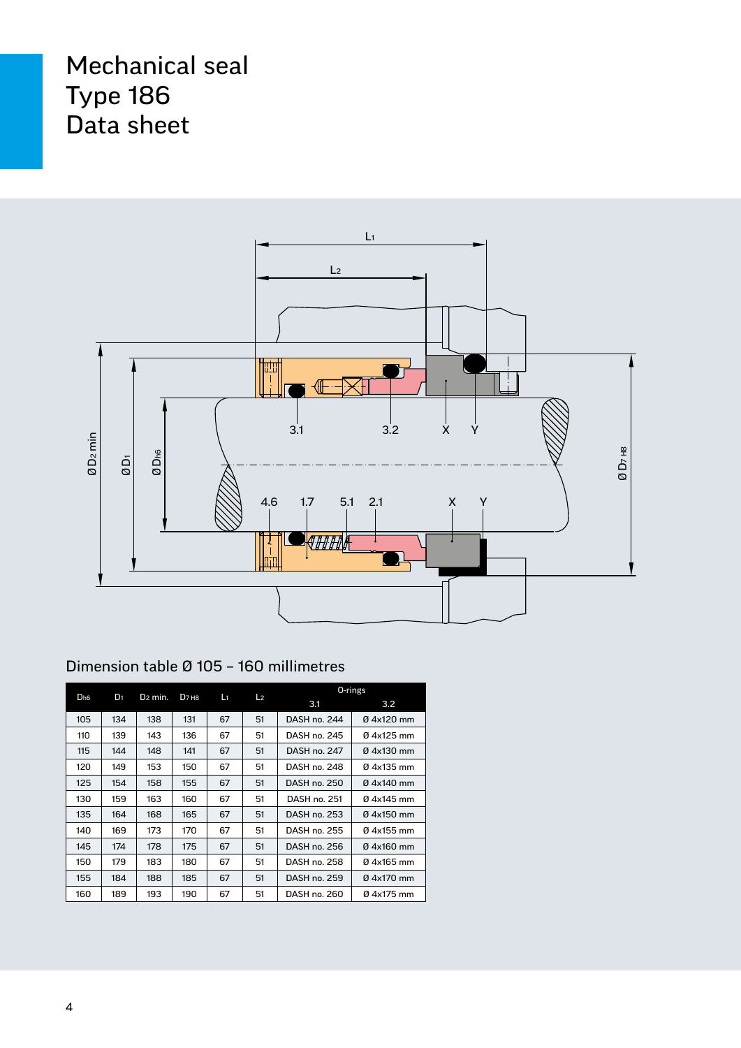# Mechanical seal Type 186 Data sheet

## Dimension table Ø 105 – 160 millimetres

| $D_{h6}$ | $D_1$ | $D_2$ min. | $D_{7\ H8}$ | $L_1$ | $L_2$ | O-rings | |
|---|---|---|---|---|---|---|---|
| | | | | | | 3.1 | 3.2 |
| 105 | 134 | 138 | 131 | 67 | 51 | DASH no. 244 | Ø 4x120 mm |
| 110 | 139 | 143 | 136 | 67 | 51 | DASH no. 245 | Ø 4x125 mm |
| 115 | 144 | 148 | 141 | 67 | 51 | DASH no. 247 | Ø 4x130 mm |
| 120 | 149 | 153 | 150 | 67 | 51 | DASH no. 248 | Ø 4x135 mm |
| 125 | 154 | 158 | 155 | 67 | 51 | DASH no. 250 | Ø 4x140 mm |
| 130 | 159 | 163 | 160 | 67 | 51 | DASH no. 251 | Ø 4x145 mm |
| 135 | 164 | 168 | 165 | 67 | 51 | DASH no. 253 | Ø 4x150 mm |
| 140 | 169 | 173 | 170 | 67 | 51 | DASH no. 255 | Ø 4x155 mm |
| 145 | 174 | 178 | 175 | 67 | 51 | DASH no. 256 | Ø 4x160 mm |
| 150 | 179 | 183 | 180 | 67 | 51 | DASH no. 258 | Ø 4x165 mm |
| 155 | 184 | 188 | 185 | 67 | 51 | DASH no. 259 | Ø 4x170 mm |
| 160 | 189 | 193 | 190 | 67 | 51 | DASH no. 260 | Ø 4x175 mm |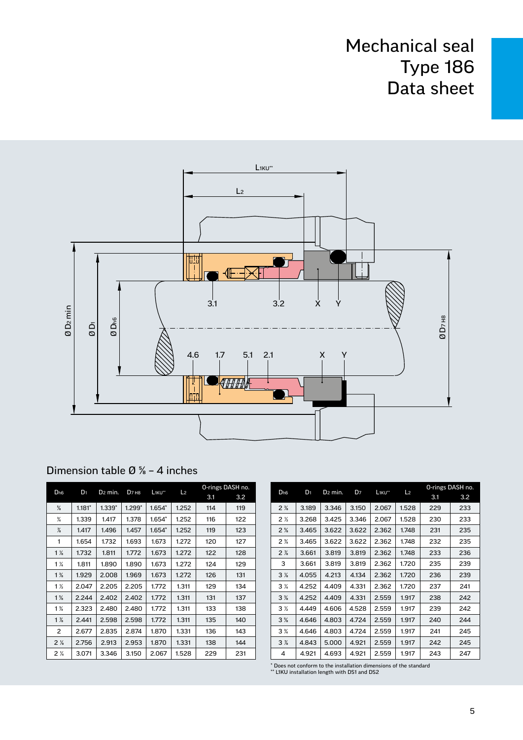# Mechanical seal Type 186 Data sheet

## Dimension table Ø ⅝ – 4 inches

| $D_{h6}$ | $D_1$ | $D_2$ min. | $D_{7\,H8}$ | $L_{1KU}$** | $L_2$ | O-rings DASH no. 3.1 | O-rings DASH no. 3.2 |
|---|---|---|---|---|---|---|---|
| ⅝ | 1.181* | 1.339* | 1.299* | 1.654* | 1.252 | 114 | 119 |
| ¾ | 1.339 | 1.417 | 1.378 | 1.654* | 1.252 | 116 | 122 |
| ⅞ | 1.417 | 1.496 | 1.457 | 1.654* | 1.252 | 119 | 123 |
| 1 | 1.654 | 1.732 | 1.693 | 1.673 | 1.272 | 120 | 127 |
| 1 ⅛ | 1.732 | 1.811 | 1.772 | 1.673 | 1.272 | 122 | 128 |
| 1 ¼ | 1.811 | 1.890 | 1.890 | 1.673 | 1.272 | 124 | 129 |
| 1 ⅜ | 1.929 | 2.008 | 1.969 | 1.673 | 1.272 | 126 | 131 |
| 1 ½ | 2.047 | 2.205 | 2.205 | 1.772 | 1.311 | 129 | 134 |
| 1 ⅝ | 2.244 | 2.402 | 2.402 | 1.772 | 1.311 | 131 | 137 |
| 1 ¾ | 2.323 | 2.480 | 2.480 | 1.772 | 1.311 | 133 | 138 |
| 1 ⅞ | 2.441 | 2.598 | 2.598 | 1.772 | 1.311 | 135 | 140 |
| 2 | 2.677 | 2.835 | 2.874 | 1.870 | 1.331 | 136 | 143 |
| 2 ⅛ | 2.756 | 2.913 | 2.953 | 1.870 | 1.331 | 138 | 144 |
| 2 ¼ | 3.071 | 3.346 | 3.150 | 2.067 | 1.528 | 229 | 231 |

| $D_{h6}$ | $D_1$ | $D_2$ min. | $D_7$ | $L_{1KU}$** | $L_2$ | O-rings DASH no. 3.1 | O-rings DASH no. 3.2 |
|---|---|---|---|---|---|---|---|
| 2 ⅜ | 3.189 | 3.346 | 3.150 | 2.067 | 1.528 | 229 | 233 |
| 2 ½ | 3.268 | 3.425 | 3.346 | 2.067 | 1.528 | 230 | 233 |
| 2 ⅝ | 3.465 | 3.622 | 3.622 | 2.362 | 1.748 | 231 | 235 |
| 2 ¾ | 3.465 | 3.622 | 3.622 | 2.362 | 1.748 | 232 | 235 |
| 2 ⅞ | 3.661 | 3.819 | 3.819 | 2.362 | 1.748 | 233 | 236 |
| 3 | 3.661 | 3.819 | 3.819 | 2.362 | 1.720 | 235 | 239 |
| 3 ⅛ | 4.055 | 4.213 | 4.134 | 2.362 | 1.720 | 236 | 239 |
| 3 ¼ | 4.252 | 4.409 | 4.331 | 2.362 | 1.720 | 237 | 241 |
| 3 ⅜ | 4.252 | 4.409 | 4.331 | 2.559 | 1.917 | 238 | 242 |
| 3 ½ | 4.449 | 4.606 | 4.528 | 2.559 | 1.917 | 239 | 242 |
| 3 ⅝ | 4.646 | 4.803 | 4.724 | 2.559 | 1.917 | 240 | 244 |
| 3 ¾ | 4.646 | 4.803 | 4.724 | 2.559 | 1.917 | 241 | 245 |
| 3 ⅞ | 4.843 | 5.000 | 4.921 | 2.559 | 1.917 | 242 | 245 |
| 4 | 4.921 | 4.693 | 4.921 | 2.559 | 1.917 | 243 | 247 |

\* Does not conform to the installation dimensions of the standard
\** L1KU installation length with DS1 and DS2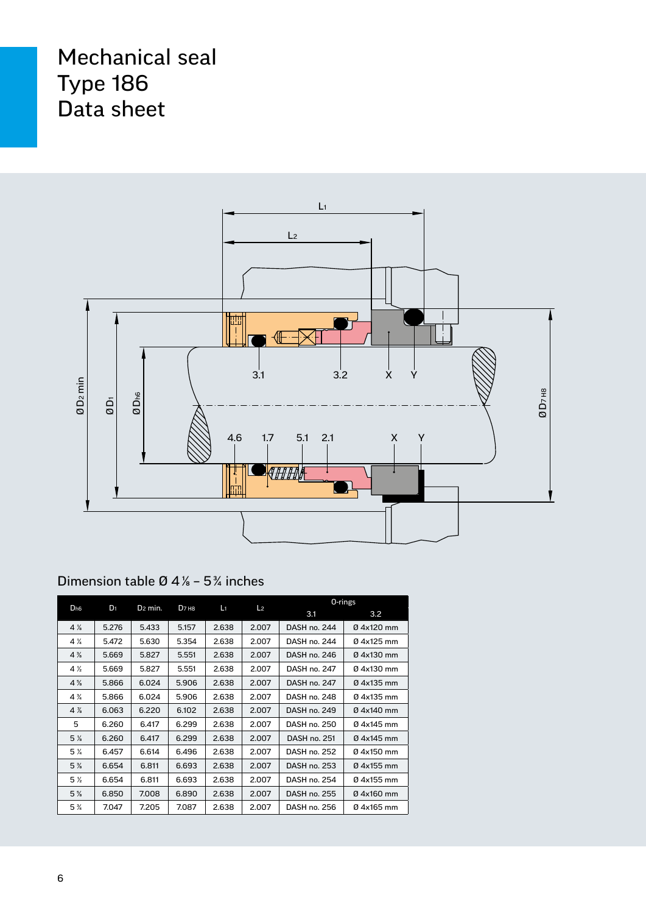# Mechanical seal Type 186 Data sheet

## Dimension table Ø 4⅛ – 5¾ inches

| $D_{h6}$ | $D_1$ | $D_2$ min. | $D_7$ H8 | $L_1$ | $L_2$ | O-rings 3.1 | O-rings 3.2 |
|---|---|---|---|---|---|---|---|
| 4 ⅛ | 5.276 | 5.433 | 5.157 | 2.638 | 2.007 | DASH no. 244 | Ø 4x120 mm |
| 4 ¼ | 5.472 | 5.630 | 5.354 | 2.638 | 2.007 | DASH no. 244 | Ø 4x125 mm |
| 4 ⅜ | 5.669 | 5.827 | 5.551 | 2.638 | 2.007 | DASH no. 246 | Ø 4x130 mm |
| 4 ½ | 5.669 | 5.827 | 5.551 | 2.638 | 2.007 | DASH no. 247 | Ø 4x130 mm |
| 4 ⅝ | 5.866 | 6.024 | 5.906 | 2.638 | 2.007 | DASH no. 247 | Ø 4x135 mm |
| 4 ¾ | 5.866 | 6.024 | 5.906 | 2.638 | 2.007 | DASH no. 248 | Ø 4x135 mm |
| 4 ⅞ | 6.063 | 6.220 | 6.102 | 2.638 | 2.007 | DASH no. 249 | Ø 4x140 mm |
| 5 | 6.260 | 6.417 | 6.299 | 2.638 | 2.007 | DASH no. 250 | Ø 4x145 mm |
| 5 ⅛ | 6.260 | 6.417 | 6.299 | 2.638 | 2.007 | DASH no. 251 | Ø 4x145 mm |
| 5 ¼ | 6.457 | 6.614 | 6.496 | 2.638 | 2.007 | DASH no. 252 | Ø 4x150 mm |
| 5 ⅜ | 6.654 | 6.811 | 6.693 | 2.638 | 2.007 | DASH no. 253 | Ø 4x155 mm |
| 5 ½ | 6.654 | 6.811 | 6.693 | 2.638 | 2.007 | DASH no. 254 | Ø 4x155 mm |
| 5 ⅝ | 6.850 | 7.008 | 6.890 | 2.638 | 2.007 | DASH no. 255 | Ø 4x160 mm |
| 5 ¾ | 7.047 | 7.205 | 7.087 | 2.638 | 2.007 | DASH no. 256 | Ø 4x165 mm |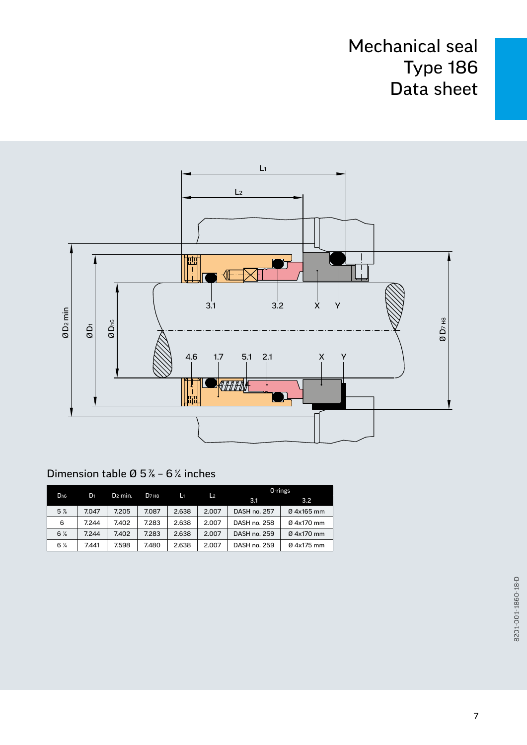# Mechanical seal Type 186 Data sheet

L1

L2

Ø D2 min

Ø D1

Ø Dh6

Ø D7 H8

3.1

3.2

X

Y

4.6

1.7

5.1

2.1

X

Y

## Dimension table Ø 5⅞ – 6¼ inches

| $D_{h6}$ | $D_1$ | $D_2$ min. | $D_{7\,H8}$ | $L_1$ | $L_2$ | O-rings | |
|---|---|---|---|---|---|---|---|
| | | | | | | 3.1 | 3.2 |
| 5 ⅞ | 7.047 | 7.205 | 7.087 | 2.638 | 2.007 | DASH no. 257 | Ø 4x165 mm |
| 6 | 7.244 | 7.402 | 7.283 | 2.638 | 2.007 | DASH no. 258 | Ø 4x170 mm |
| 6 ⅛ | 7.244 | 7.402 | 7.283 | 2.638 | 2.007 | DASH no. 259 | Ø 4x170 mm |
| 6 ¼ | 7.441 | 7.598 | 7.480 | 2.638 | 2.007 | DASH no. 259 | Ø 4x175 mm |

8201-001-1860-18-D